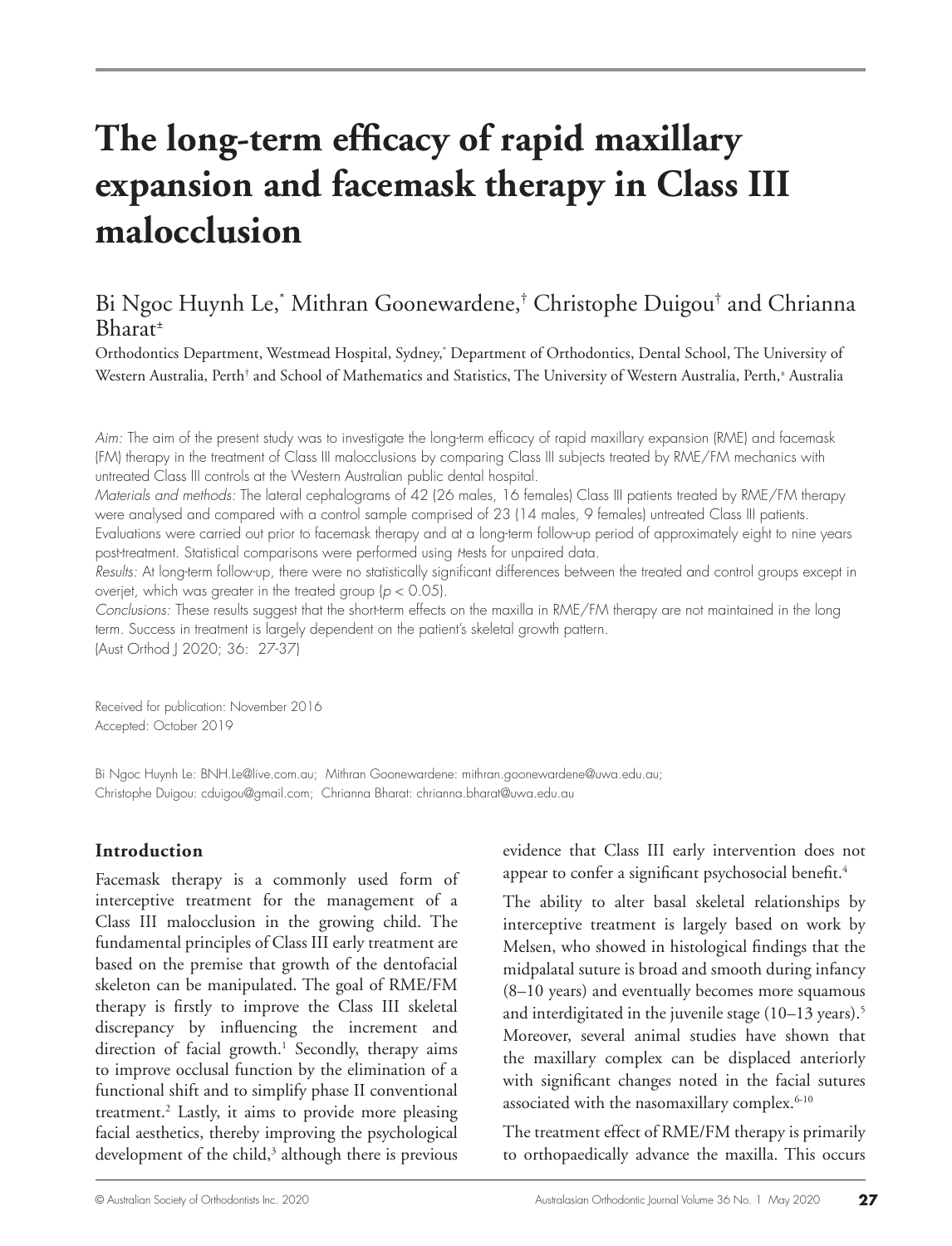# The long-term efficacy of rapid maxillary expansion and facemask therapy in Class III malocclusion

Bi Ngoc Huynh Le,[*] Mithran Goonewardene,[†] Christophe Duigou[†] and Chrianna Bharat[±]

Orthodontics Department, Westmead Hospital, Sydney,[*] Department of Orthodontics, Dental School, The University of Western Australia, Perth[†] and School of Mathematics and Statistics, The University of Western Australia, Perth,[±] Australia

*Aim:* The aim of the present study was to investigate the long-term efficacy of rapid maxillary expansion (RME) and facemask (FM) therapy in the treatment of Class III malocclusions by comparing Class III subjects treated by RME/FM mechanics with untreated Class III controls at the Western Australian public dental hospital.

*Materials and methods:* The lateral cephalograms of 42 (26 males, 16 females) Class III patients treated by RME/FM therapy were analysed and compared with a control sample comprised of 23 (14 males, 9 females) untreated Class III patients. Evaluations were carried out prior to facemask therapy and at a long-term follow-up period of approximately eight to nine years post-treatment. Statistical comparisons were performed using *t*-tests for unpaired data.

*Results:* At long-term follow-up, there were no statistically significant differences between the treated and control groups except in overjet, which was greater in the treated group ($p < 0.05$).

*Conclusions:* These results suggest that the short-term effects on the maxilla in RME/FM therapy are not maintained in the long term. Success in treatment is largely dependent on the patient's skeletal growth pattern.

(Aust Orthod J 2020; 36: 27-37)

Received for publication: November 2016
Accepted: October 2019

Bi Ngoc Huynh Le: BNH.Le@live.com.au; Mithran Goonewardene: mithran.goonewardene@uwa.edu.au; Christophe Duigou: cduigou@gmail.com; Chrianna Bharat: chrianna.bharat@uwa.edu.au

## Introduction

Facemask therapy is a commonly used form of interceptive treatment for the management of a Class III malocclusion in the growing child. The fundamental principles of Class III early treatment are based on the premise that growth of the dentofacial skeleton can be manipulated. The goal of RME/FM therapy is firstly to improve the Class III skeletal discrepancy by influencing the increment and direction of facial growth.[1] Secondly, therapy aims to improve occlusal function by the elimination of a functional shift and to simplify phase II conventional treatment.[2] Lastly, it aims to provide more pleasing facial aesthetics, thereby improving the psychological development of the child,[3] although there is previous evidence that Class III early intervention does not appear to confer a significant psychosocial benefit.[4]

The ability to alter basal skeletal relationships by interceptive treatment is largely based on work by Melsen, who showed in histological findings that the midpalatal suture is broad and smooth during infancy (8–10 years) and eventually becomes more squamous and interdigitated in the juvenile stage (10–13 years).[5] Moreover, several animal studies have shown that the maxillary complex can be displaced anteriorly with significant changes noted in the facial sutures associated with the nasomaxillary complex.[6-10]

The treatment effect of RME/FM therapy is primarily to orthopaedically advance the maxilla. This occurs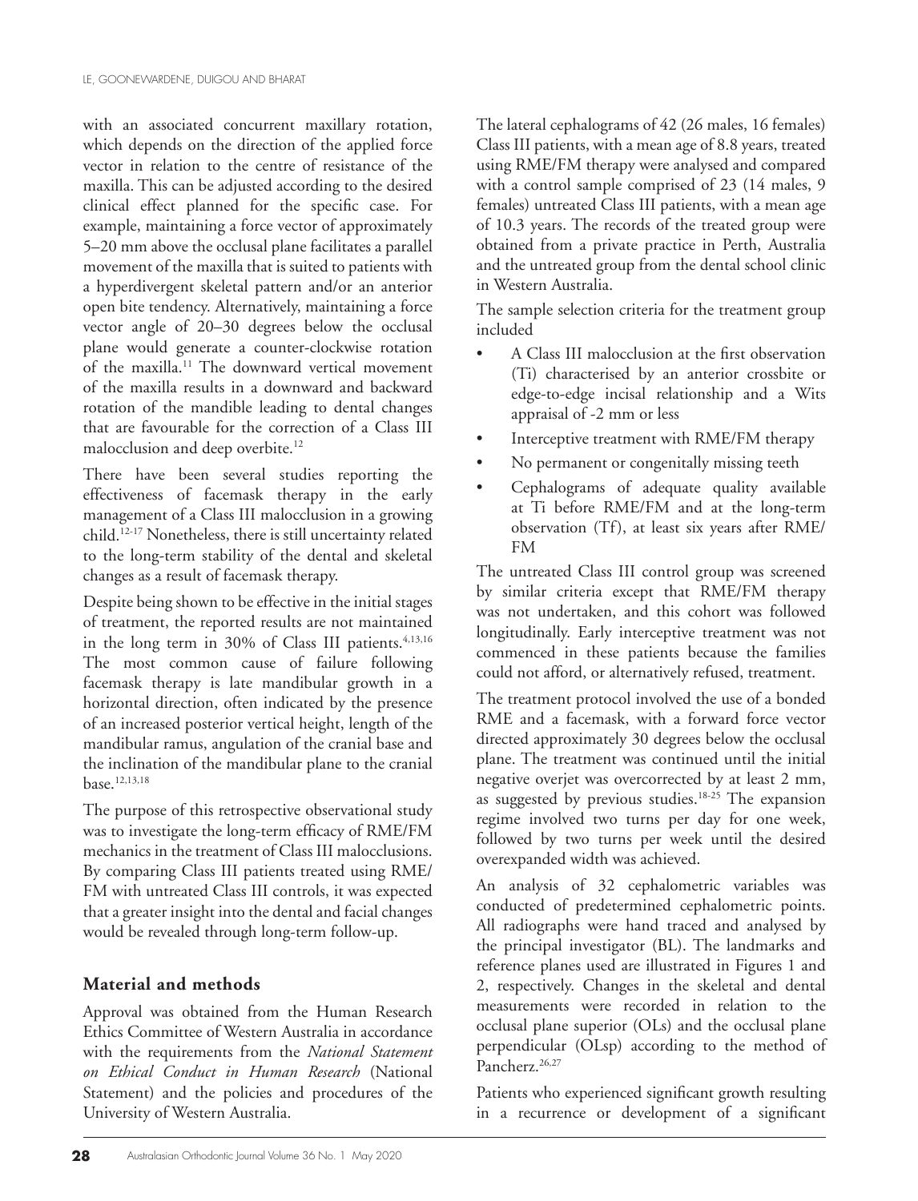with an associated concurrent maxillary rotation, which depends on the direction of the applied force vector in relation to the centre of resistance of the maxilla. This can be adjusted according to the desired clinical effect planned for the specific case. For example, maintaining a force vector of approximately 5–20 mm above the occlusal plane facilitates a parallel movement of the maxilla that is suited to patients with a hyperdivergent skeletal pattern and/or an anterior open bite tendency. Alternatively, maintaining a force vector angle of 20–30 degrees below the occlusal plane would generate a counter-clockwise rotation of the maxilla.[11] The downward vertical movement of the maxilla results in a downward and backward rotation of the mandible leading to dental changes that are favourable for the correction of a Class III malocclusion and deep overbite.[12]

There have been several studies reporting the effectiveness of facemask therapy in the early management of a Class III malocclusion in a growing child.[12-17] Nonetheless, there is still uncertainty related to the long-term stability of the dental and skeletal changes as a result of facemask therapy.

Despite being shown to be effective in the initial stages of treatment, the reported results are not maintained in the long term in 30% of Class III patients.[4,13,16] The most common cause of failure following facemask therapy is late mandibular growth in a horizontal direction, often indicated by the presence of an increased posterior vertical height, length of the mandibular ramus, angulation of the cranial base and the inclination of the mandibular plane to the cranial base.[12,13,18]

The purpose of this retrospective observational study was to investigate the long-term efficacy of RME/FM mechanics in the treatment of Class III malocclusions. By comparing Class III patients treated using RME/FM with untreated Class III controls, it was expected that a greater insight into the dental and facial changes would be revealed through long-term follow-up.

## Material and methods

Approval was obtained from the Human Research Ethics Committee of Western Australia in accordance with the requirements from the *National Statement on Ethical Conduct in Human Research* (National Statement) and the policies and procedures of the University of Western Australia.

The lateral cephalograms of 42 (26 males, 16 females) Class III patients, with a mean age of 8.8 years, treated using RME/FM therapy were analysed and compared with a control sample comprised of 23 (14 males, 9 females) untreated Class III patients, with a mean age of 10.3 years. The records of the treated group were obtained from a private practice in Perth, Australia and the untreated group from the dental school clinic in Western Australia.

The sample selection criteria for the treatment group included

- A Class III malocclusion at the first observation (Ti) characterised by an anterior crossbite or edge-to-edge incisal relationship and a Wits appraisal of -2 mm or less
- Interceptive treatment with RME/FM therapy
- No permanent or congenitally missing teeth
- Cephalograms of adequate quality available at Ti before RME/FM and at the long-term observation (Tf), at least six years after RME/FM

The untreated Class III control group was screened by similar criteria except that RME/FM therapy was not undertaken, and this cohort was followed longitudinally. Early interceptive treatment was not commenced in these patients because the families could not afford, or alternatively refused, treatment.

The treatment protocol involved the use of a bonded RME and a facemask, with a forward force vector directed approximately 30 degrees below the occlusal plane. The treatment was continued until the initial negative overjet was overcorrected by at least 2 mm, as suggested by previous studies.[18-25] The expansion regime involved two turns per day for one week, followed by two turns per week until the desired overexpanded width was achieved.

An analysis of 32 cephalometric variables was conducted of predetermined cephalometric points. All radiographs were hand traced and analysed by the principal investigator (BL). The landmarks and reference planes used are illustrated in Figures 1 and 2, respectively. Changes in the skeletal and dental measurements were recorded in relation to the occlusal plane superior (OLs) and the occlusal plane perpendicular (OLsp) according to the method of Pancherz.[26,27]

Patients who experienced significant growth resulting in a recurrence or development of a significant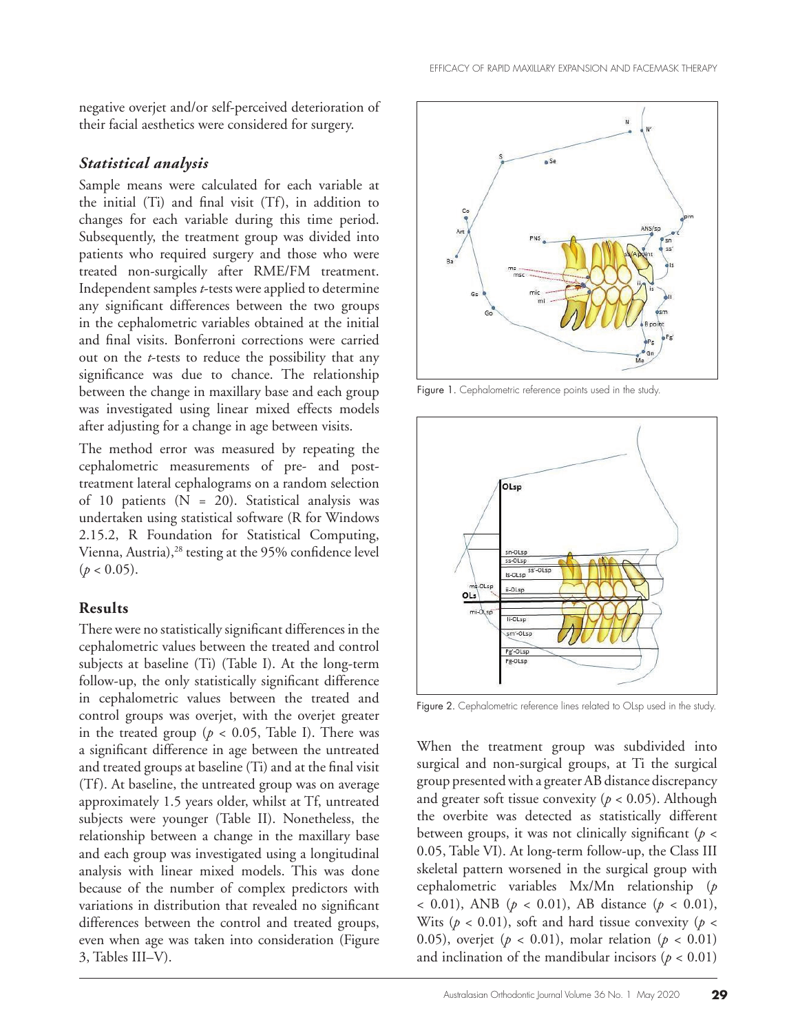negative overjet and/or self-perceived deterioration of their facial aesthetics were considered for surgery.

### *Statistical analysis*

Sample means were calculated for each variable at the initial (Ti) and final visit (Tf), in addition to changes for each variable during this time period. Subsequently, the treatment group was divided into patients who required surgery and those who were treated non-surgically after RME/FM treatment. Independent samples *t*-tests were applied to determine any significant differences between the two groups in the cephalometric variables obtained at the initial and final visits. Bonferroni corrections were carried out on the *t*-tests to reduce the possibility that any significance was due to chance. The relationship between the change in maxillary base and each group was investigated using linear mixed effects models after adjusting for a change in age between visits.

The method error was measured by repeating the cephalometric measurements of pre- and post-treatment lateral cephalograms on a random selection of 10 patients (N = 20). Statistical analysis was undertaken using statistical software (R for Windows 2.15.2, R Foundation for Statistical Computing, Vienna, Austria),[28] testing at the 95% confidence level ($p < 0.05$).

### Results

There were no statistically significant differences in the cephalometric values between the treated and control subjects at baseline (Ti) (Table I). At the long-term follow-up, the only statistically significant difference in cephalometric values between the treated and control groups was overjet, with the overjet greater in the treated group ($p < 0.05$, Table I). There was a significant difference in age between the untreated and treated groups at baseline (Ti) and at the final visit (Tf). At baseline, the untreated group was on average approximately 1.5 years older, whilst at Tf, untreated subjects were younger (Table II). Nonetheless, the relationship between a change in the maxillary base and each group was investigated using a longitudinal analysis with linear mixed models. This was done because of the number of complex predictors with variations in distribution that revealed no significant differences between the control and treated groups, even when age was taken into consideration (Figure 3, Tables III–V).

Figure 1. Cephalometric reference points used in the study.

Figure 2. Cephalometric reference lines related to OLsp used in the study.

When the treatment group was subdivided into surgical and non-surgical groups, at Ti the surgical group presented with a greater AB distance discrepancy and greater soft tissue convexity ($p < 0.05$). Although the overbite was detected as statistically different between groups, it was not clinically significant ($p < 0.05$, Table VI). At long-term follow-up, the Class III skeletal pattern worsened in the surgical group with cephalometric variables Mx/Mn relationship ($p < 0.01$), ANB ($p < 0.01$), AB distance ($p < 0.01$), Wits ($p < 0.01$), soft and hard tissue convexity ($p < 0.05$), overjet ($p < 0.01$), molar relation ($p < 0.01$) and inclination of the mandibular incisors ($p < 0.01$)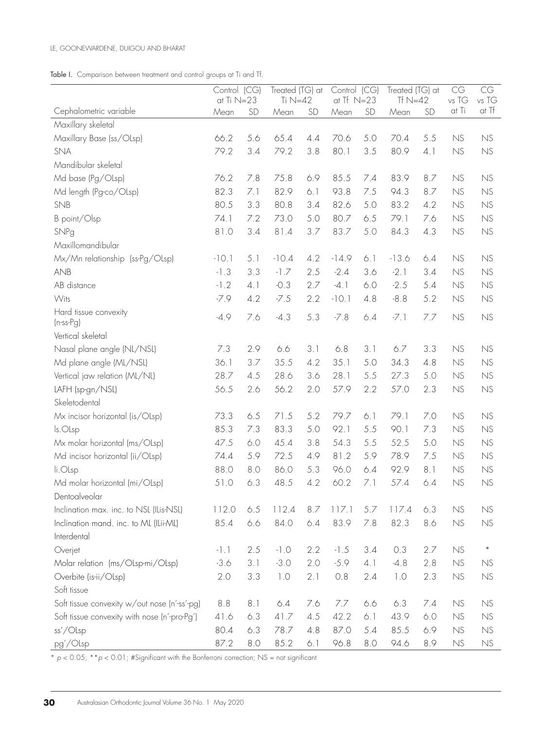**Table I.** Comparison between treatment and control groups at Ti and Tf.

| Cephalometric variable | Control (CG) at Ti N=23 | | Treated (TG) at Ti N=42 | | Control (CG) at Tf N=23 | | Treated (TG) at Tf N=42 | | CG vs TG at Ti | CG vs TG at Tf |
|---|---|---|---|---|---|---|---|---|---|---|
| | Mean | SD | Mean | SD | Mean | SD | Mean | SD | | |
| Maxillary skeletal | | | | | | | | | | |
| Maxillary Base (ss/OLsp) | 66.2 | 5.6 | 65.4 | 4.4 | 70.6 | 5.0 | 70.4 | 5.5 | NS | NS |
| SNA | 79.2 | 3.4 | 79.2 | 3.8 | 80.1 | 3.5 | 80.9 | 4.1 | NS | NS |
| Mandibular skeletal | | | | | | | | | | |
| Md base (Pg/OLsp) | 76.2 | 7.8 | 75.8 | 6.9 | 85.5 | 7.4 | 83.9 | 8.7 | NS | NS |
| Md length (Pg-co/OLsp) | 82.3 | 7.1 | 82.9 | 6.1 | 93.8 | 7.5 | 94.3 | 8.7 | NS | NS |
| SNB | 80.5 | 3.3 | 80.8 | 3.4 | 82.6 | 5.0 | 83.2 | 4.2 | NS | NS |
| B point/Olsp | 74.1 | 7.2 | 73.0 | 5.0 | 80.7 | 6.5 | 79.1 | 7.6 | NS | NS |
| SNPg | 81.0 | 3.4 | 81.4 | 3.7 | 83.7 | 5.0 | 84.3 | 4.3 | NS | NS |
| Maxillomandibular | | | | | | | | | | |
| Mx/Mn relationship (ss-Pg/OLsp) | -10.1 | 5.1 | -10.4 | 4.2 | -14.9 | 6.1 | -13.6 | 6.4 | NS | NS |
| ANB | -1.3 | 3.3 | -1.7 | 2.5 | -2.4 | 3.6 | -2.1 | 3.4 | NS | NS |
| AB distance | -1.2 | 4.1 | -0.3 | 2.7 | -4.1 | 6.0 | -2.5 | 5.4 | NS | NS |
| Wits | -7.9 | 4.2 | -7.5 | 2.2 | -10.1 | 4.8 | -8.8 | 5.2 | NS | NS |
| Hard tissue convexity (n-ss-Pg) | -4.9 | 7.6 | -4.3 | 5.3 | -7.8 | 6.4 | -7.1 | 7.7 | NS | NS |
| Vertical skeletal | | | | | | | | | | |
| Nasal plane angle (NL/NSL) | 7.3 | 2.9 | 6.6 | 3.1 | 6.8 | 3.1 | 6.7 | 3.3 | NS | NS |
| Md plane angle (ML/NSL) | 36.1 | 3.7 | 35.5 | 4.2 | 35.1 | 5.0 | 34.3 | 4.8 | NS | NS |
| Vertical jaw relation (ML/NL) | 28.7 | 4.5 | 28.6 | 3.6 | 28.1 | 5.5 | 27.3 | 5.0 | NS | NS |
| LAFH (sp-gn/NSL) | 56.5 | 2.6 | 56.2 | 2.0 | 57.9 | 2.2 | 57.0 | 2.3 | NS | NS |
| Skeletodental | | | | | | | | | | |
| Mx incisor horizontal (is/OLsp) | 73.3 | 6.5 | 71.5 | 5.2 | 79.7 | 6.1 | 79.1 | 7.0 | NS | NS |
| ls.OLsp | 85.3 | 7.3 | 83.3 | 5.0 | 92.1 | 5.5 | 90.1 | 7.3 | NS | NS |
| Mx molar horizontal (ms/OLsp) | 47.5 | 6.0 | 45.4 | 3.8 | 54.3 | 5.5 | 52.5 | 5.0 | NS | NS |
| Md incisor horizontal (ii/OLsp) | 74.4 | 5.9 | 72.5 | 4.9 | 81.2 | 5.9 | 78.9 | 7.5 | NS | NS |
| li.OLsp | 88.0 | 8.0 | 86.0 | 5.3 | 96.0 | 6.4 | 92.9 | 8.1 | NS | NS |
| Md molar horizontal (mi/OLsp) | 51.0 | 6.3 | 48.5 | 4.2 | 60.2 | 7.1 | 57.4 | 6.4 | NS | NS |
| Dentoalveolar | | | | | | | | | | |
| Inclination max. inc. to NSL (ILis-NSL) | 112.0 | 6.5 | 112.4 | 8.7 | 117.1 | 5.7 | 117.4 | 6.3 | NS | NS |
| Inclination mand. inc. to ML (ILii-ML) | 85.4 | 6.6 | 84.0 | 6.4 | 83.9 | 7.8 | 82.3 | 8.6 | NS | NS |
| Interdental | | | | | | | | | | |
| Overjet | -1.1 | 2.5 | -1.0 | 2.2 | -1.5 | 3.4 | 0.3 | 2.7 | NS | * |
| Molar relation (ms/OLsp-mi/OLsp) | -3.6 | 3.1 | -3.0 | 2.0 | -5.9 | 4.1 | -4.8 | 2.8 | NS | NS |
| Overbite (is-ii/OLsp) | 2.0 | 3.3 | 1.0 | 2.1 | 0.8 | 2.4 | 1.0 | 2.3 | NS | NS |
| Soft tissue | | | | | | | | | | |
| Soft tissue convexity w/out nose (n'-ss'-pg) | 8.8 | 8.1 | 6.4 | 7.6 | 7.7 | 6.6 | 6.3 | 7.4 | NS | NS |
| Soft tissue convexity with nose (n'-pro-Pg') | 41.6 | 6.3 | 41.7 | 4.5 | 42.2 | 6.1 | 43.9 | 6.0 | NS | NS |
| ss'/OLsp | 80.4 | 6.3 | 78.7 | 4.8 | 87.0 | 5.4 | 85.5 | 6.9 | NS | NS |
| pg'/OLsp | 87.2 | 8.0 | 85.2 | 6.1 | 96.8 | 8.0 | 94.6 | 8.9 | NS | NS |

* $p < 0.05$; ** $p < 0.01$; #Significant with the Bonferroni correction; NS = not significant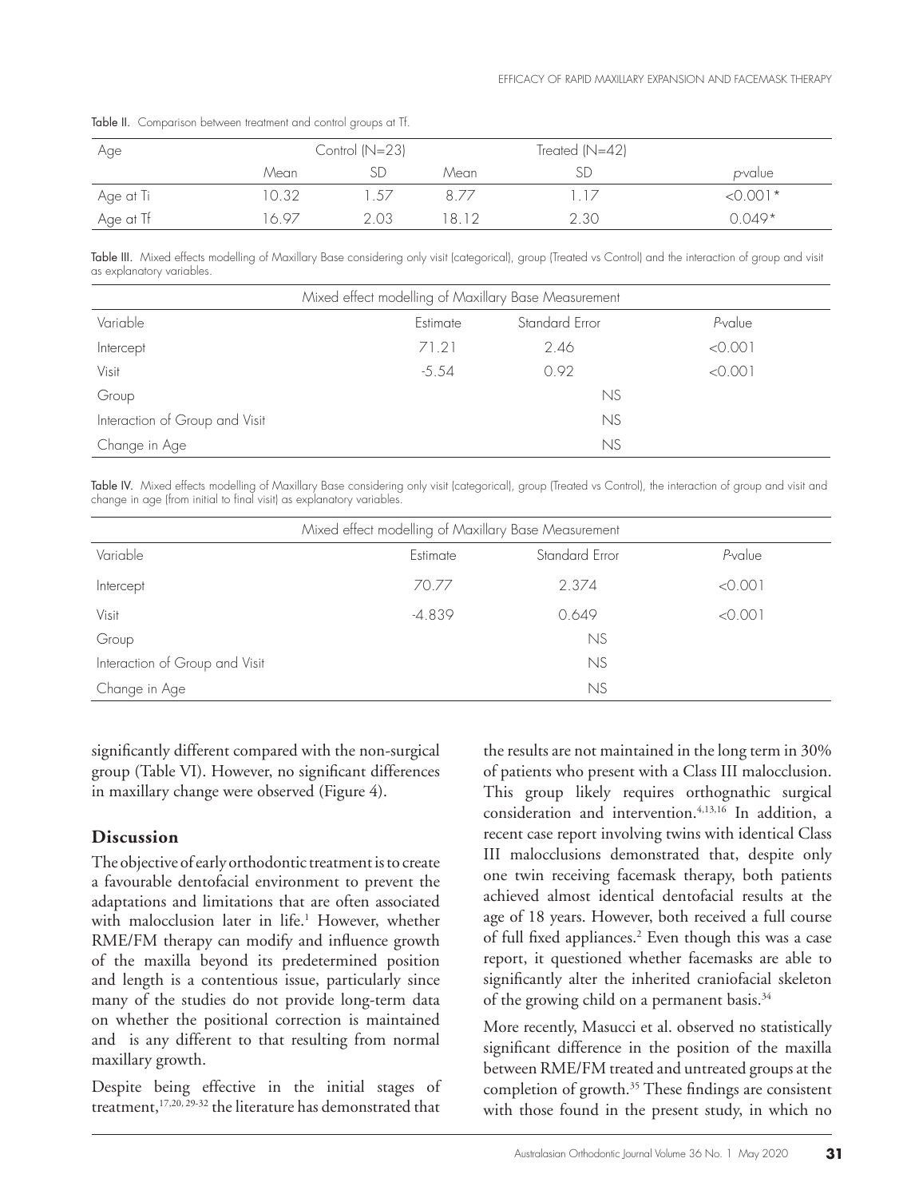Table II. Comparison between treatment and control groups at Tf.

| Age | Control (N=23) | | Treated (N=42) | | |
|---|---|---|---|---|---|
| | Mean | SD | Mean | SD | *p*-value |
| Age at Ti | 10.32 | 1.57 | 8.77 | 1.17 | <0.001* |
| Age at Tf | 16.97 | 2.03 | 18.12 | 2.30 | 0.049* |

Table III. Mixed effects modelling of Maxillary Base considering only visit (categorical), group (Treated vs Control) and the interaction of group and visit as explanatory variables.

| Mixed effect modelling of Maxillary Base Measurement | | | |
|---|---|---|---|
| Variable | Estimate | Standard Error | *P*-value |
| Intercept | 71.21 | 2.46 | <0.001 |
| Visit | -5.54 | 0.92 | <0.001 |
| Group | | NS | |
| Interaction of Group and Visit | | NS | |
| Change in Age | | NS | |

Table IV. Mixed effects modelling of Maxillary Base considering only visit (categorical), group (Treated vs Control), the interaction of group and visit and change in age (from initial to final visit) as explanatory variables.

| Mixed effect modelling of Maxillary Base Measurement | | | |
|---|---|---|---|
| Variable | Estimate | Standard Error | *P*-value |
| Intercept | 70.77 | 2.374 | <0.001 |
| Visit | -4.839 | 0.649 | <0.001 |
| Group | | NS | |
| Interaction of Group and Visit | | NS | |
| Change in Age | | NS | |

significantly different compared with the non-surgical group (Table VI). However, no significant differences in maxillary change were observed (Figure 4).

## Discussion

The objective of early orthodontic treatment is to create a favourable dentofacial environment to prevent the adaptations and limitations that are often associated with malocclusion later in life.[1] However, whether RME/FM therapy can modify and influence growth of the maxilla beyond its predetermined position and length is a contentious issue, particularly since many of the studies do not provide long-term data on whether the positional correction is maintained and is any different to that resulting from normal maxillary growth.

Despite being effective in the initial stages of treatment,[17,20, 29-32] the literature has demonstrated that the results are not maintained in the long term in 30% of patients who present with a Class III malocclusion. This group likely requires orthognathic surgical consideration and intervention.[4,13,16] In addition, a recent case report involving twins with identical Class III malocclusions demonstrated that, despite only one twin receiving facemask therapy, both patients achieved almost identical dentofacial results at the age of 18 years. However, both received a full course of full fixed appliances.[2] Even though this was a case report, it questioned whether facemasks are able to significantly alter the inherited craniofacial skeleton of the growing child on a permanent basis.[34]

More recently, Masucci et al. observed no statistically significant difference in the position of the maxilla between RME/FM treated and untreated groups at the completion of growth.[35] These findings are consistent with those found in the present study, in which no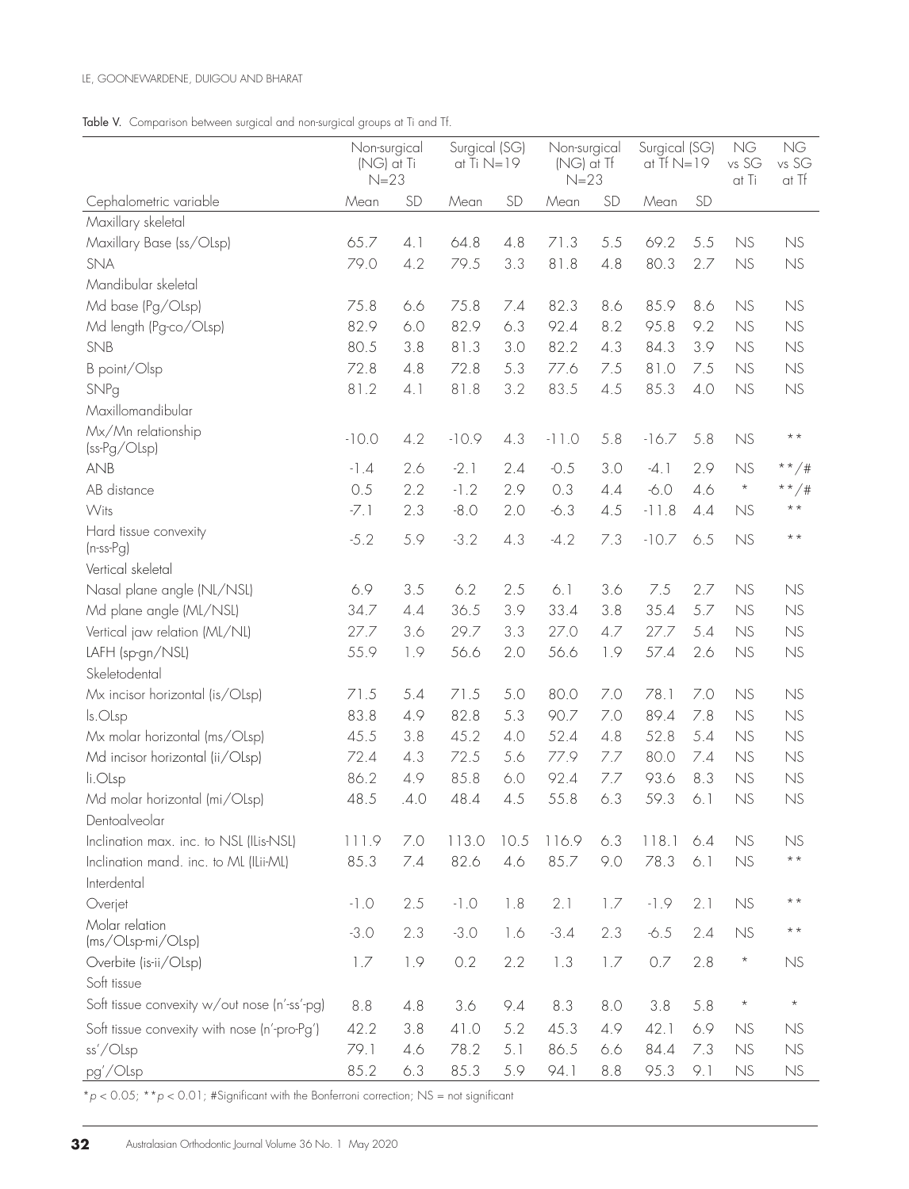**Table V.** Comparison between surgical and non-surgical groups at Ti and Tf.

| Cephalometric variable | Non-surgical (NG) at Ti N=23 | | Surgical (SG) at Ti N=19 | | Non-surgical (NG) at Tf N=23 | | Surgical (SG) at Tf N=19 | | NG vs SG at Ti | NG vs SG at Tf |
|---|---|---|---|---|---|---|---|---|---|---|
| | Mean | SD | Mean | SD | Mean | SD | Mean | SD | | |
| Maxillary skeletal | | | | | | | | | | |
| Maxillary Base (ss/OLsp) | 65.7 | 4.1 | 64.8 | 4.8 | 71.3 | 5.5 | 69.2 | 5.5 | NS | NS |
| SNA | 79.0 | 4.2 | 79.5 | 3.3 | 81.8 | 4.8 | 80.3 | 2.7 | NS | NS |
| Mandibular skeletal | | | | | | | | | | |
| Md base (Pg/OLsp) | 75.8 | 6.6 | 75.8 | 7.4 | 82.3 | 8.6 | 85.9 | 8.6 | NS | NS |
| Md length (Pg-co/OLsp) | 82.9 | 6.0 | 82.9 | 6.3 | 92.4 | 8.2 | 95.8 | 9.2 | NS | NS |
| SNB | 80.5 | 3.8 | 81.3 | 3.0 | 82.2 | 4.3 | 84.3 | 3.9 | NS | NS |
| B point/Olsp | 72.8 | 4.8 | 72.8 | 5.3 | 77.6 | 7.5 | 81.0 | 7.5 | NS | NS |
| SNPg | 81.2 | 4.1 | 81.8 | 3.2 | 83.5 | 4.5 | 85.3 | 4.0 | NS | NS |
| Maxillomandibular | | | | | | | | | | |
| Mx/Mn relationship (ss-Pg/OLsp) | -10.0 | 4.2 | -10.9 | 4.3 | -11.0 | 5.8 | -16.7 | 5.8 | NS | ** |
| ANB | -1.4 | 2.6 | -2.1 | 2.4 | -0.5 | 3.0 | -4.1 | 2.9 | NS | **/# |
| AB distance | 0.5 | 2.2 | -1.2 | 2.9 | 0.3 | 4.4 | -6.0 | 4.6 | * | **/# |
| Wits | -7.1 | 2.3 | -8.0 | 2.0 | -6.3 | 4.5 | -11.8 | 4.4 | NS | ** |
| Hard tissue convexity (n-ss-Pg) | -5.2 | 5.9 | -3.2 | 4.3 | -4.2 | 7.3 | -10.7 | 6.5 | NS | ** |
| Vertical skeletal | | | | | | | | | | |
| Nasal plane angle (NL/NSL) | 6.9 | 3.5 | 6.2 | 2.5 | 6.1 | 3.6 | 7.5 | 2.7 | NS | NS |
| Md plane angle (ML/NSL) | 34.7 | 4.4 | 36.5 | 3.9 | 33.4 | 3.8 | 35.4 | 5.7 | NS | NS |
| Vertical jaw relation (ML/NL) | 27.7 | 3.6 | 29.7 | 3.3 | 27.0 | 4.7 | 27.7 | 5.4 | NS | NS |
| LAFH (sp-gn/NSL) | 55.9 | 1.9 | 56.6 | 2.0 | 56.6 | 1.9 | 57.4 | 2.6 | NS | NS |
| Skeletodental | | | | | | | | | | |
| Mx incisor horizontal (is/OLsp) | 71.5 | 5.4 | 71.5 | 5.0 | 80.0 | 7.0 | 78.1 | 7.0 | NS | NS |
| ls.OLsp | 83.8 | 4.9 | 82.8 | 5.3 | 90.7 | 7.0 | 89.4 | 7.8 | NS | NS |
| Mx molar horizontal (ms/OLsp) | 45.5 | 3.8 | 45.2 | 4.0 | 52.4 | 4.8 | 52.8 | 5.4 | NS | NS |
| Md incisor horizontal (ii/OLsp) | 72.4 | 4.3 | 72.5 | 5.6 | 77.9 | 7.7 | 80.0 | 7.4 | NS | NS |
| li.OLsp | 86.2 | 4.9 | 85.8 | 6.0 | 92.4 | 7.7 | 93.6 | 8.3 | NS | NS |
| Md molar horizontal (mi/OLsp) | 48.5 | .4.0 | 48.4 | 4.5 | 55.8 | 6.3 | 59.3 | 6.1 | NS | NS |
| Dentoalveolar | | | | | | | | | | |
| Inclination max. inc. to NSL (ILis-NSL) | 111.9 | 7.0 | 113.0 | 10.5 | 116.9 | 6.3 | 118.1 | 6.4 | NS | NS |
| Inclination mand. inc. to ML (ILii-ML) | 85.3 | 7.4 | 82.6 | 4.6 | 85.7 | 9.0 | 78.3 | 6.1 | NS | ** |
| Interdental | | | | | | | | | | |
| Overjet | -1.0 | 2.5 | -1.0 | 1.8 | 2.1 | 1.7 | -1.9 | 2.1 | NS | ** |
| Molar relation (ms/OLsp-mi/OLsp) | -3.0 | 2.3 | -3.0 | 1.6 | -3.4 | 2.3 | -6.5 | 2.4 | NS | ** |
| Overbite (is-ii/OLsp) | 1.7 | 1.9 | 0.2 | 2.2 | 1.3 | 1.7 | 0.7 | 2.8 | * | NS |
| Soft tissue | | | | | | | | | | |
| Soft tissue convexity w/out nose (n'-ss'-pg) | 8.8 | 4.8 | 3.6 | 9.4 | 8.3 | 8.0 | 3.8 | 5.8 | * | * |
| Soft tissue convexity with nose (n'-pro-Pg') | 42.2 | 3.8 | 41.0 | 5.2 | 45.3 | 4.9 | 42.1 | 6.9 | NS | NS |
| ss'/OLsp | 79.1 | 4.6 | 78.2 | 5.1 | 86.5 | 6.6 | 84.4 | 7.3 | NS | NS |
| pg'/OLsp | 85.2 | 6.3 | 85.3 | 5.9 | 94.1 | 8.8 | 95.3 | 9.1 | NS | NS |

*$p < 0.05$; **$p < 0.01$; #Significant with the Bonferroni correction; NS = not significant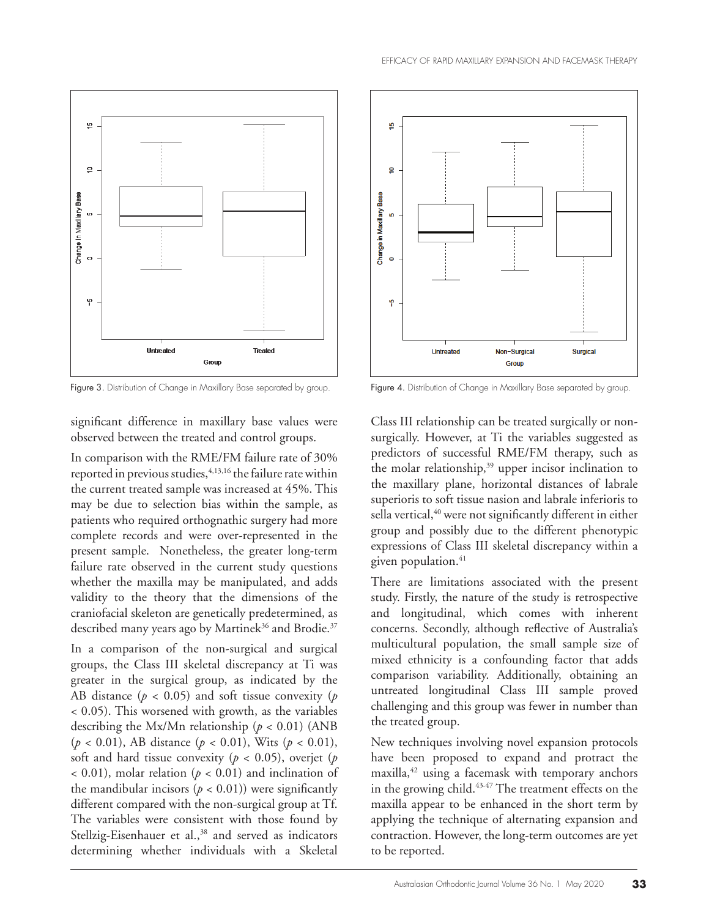Figure 3. Distribution of Change in Maxillary Base separated by group.

Figure 4. Distribution of Change in Maxillary Base separated by group.

significant difference in maxillary base values were observed between the treated and control groups.

In comparison with the RME/FM failure rate of 30% reported in previous studies,[4,13,16] the failure rate within the current treated sample was increased at 45%. This may be due to selection bias within the sample, as patients who required orthognathic surgery had more complete records and were over-represented in the present sample. Nonetheless, the greater long-term failure rate observed in the current study questions whether the maxilla may be manipulated, and adds validity to the theory that the dimensions of the craniofacial skeleton are genetically predetermined, as described many years ago by Martinek[36] and Brodie.[37]

In a comparison of the non-surgical and surgical groups, the Class III skeletal discrepancy at Ti was greater in the surgical group, as indicated by the AB distance ($p < 0.05$) and soft tissue convexity ($p < 0.05$). This worsened with growth, as the variables describing the Mx/Mn relationship ($p < 0.01$) (ANB ($p < 0.01$), AB distance ($p < 0.01$), Wits ($p < 0.01$), soft and hard tissue convexity ($p < 0.05$), overjet ($p < 0.01$), molar relation ($p < 0.01$) and inclination of the mandibular incisors ($p < 0.01$)) were significantly different compared with the non-surgical group at Tf. The variables were consistent with those found by Stellzig-Eisenhauer et al.,[38] and served as indicators determining whether individuals with a Skeletal Class III relationship can be treated surgically or non-surgically. However, at Ti the variables suggested as predictors of successful RME/FM therapy, such as the molar relationship,[39] upper incisor inclination to the maxillary plane, horizontal distances of labrale superioris to soft tissue nasion and labrale inferioris to sella vertical,[40] were not significantly different in either group and possibly due to the different phenotypic expressions of Class III skeletal discrepancy within a given population.[41]

There are limitations associated with the present study. Firstly, the nature of the study is retrospective and longitudinal, which comes with inherent concerns. Secondly, although reflective of Australia's multicultural population, the small sample size of mixed ethnicity is a confounding factor that adds comparison variability. Additionally, obtaining an untreated longitudinal Class III sample proved challenging and this group was fewer in number than the treated group.

New techniques involving novel expansion protocols have been proposed to expand and protract the maxilla,[42] using a facemask with temporary anchors in the growing child.[43-47] The treatment effects on the maxilla appear to be enhanced in the short term by applying the technique of alternating expansion and contraction. However, the long-term outcomes are yet to be reported.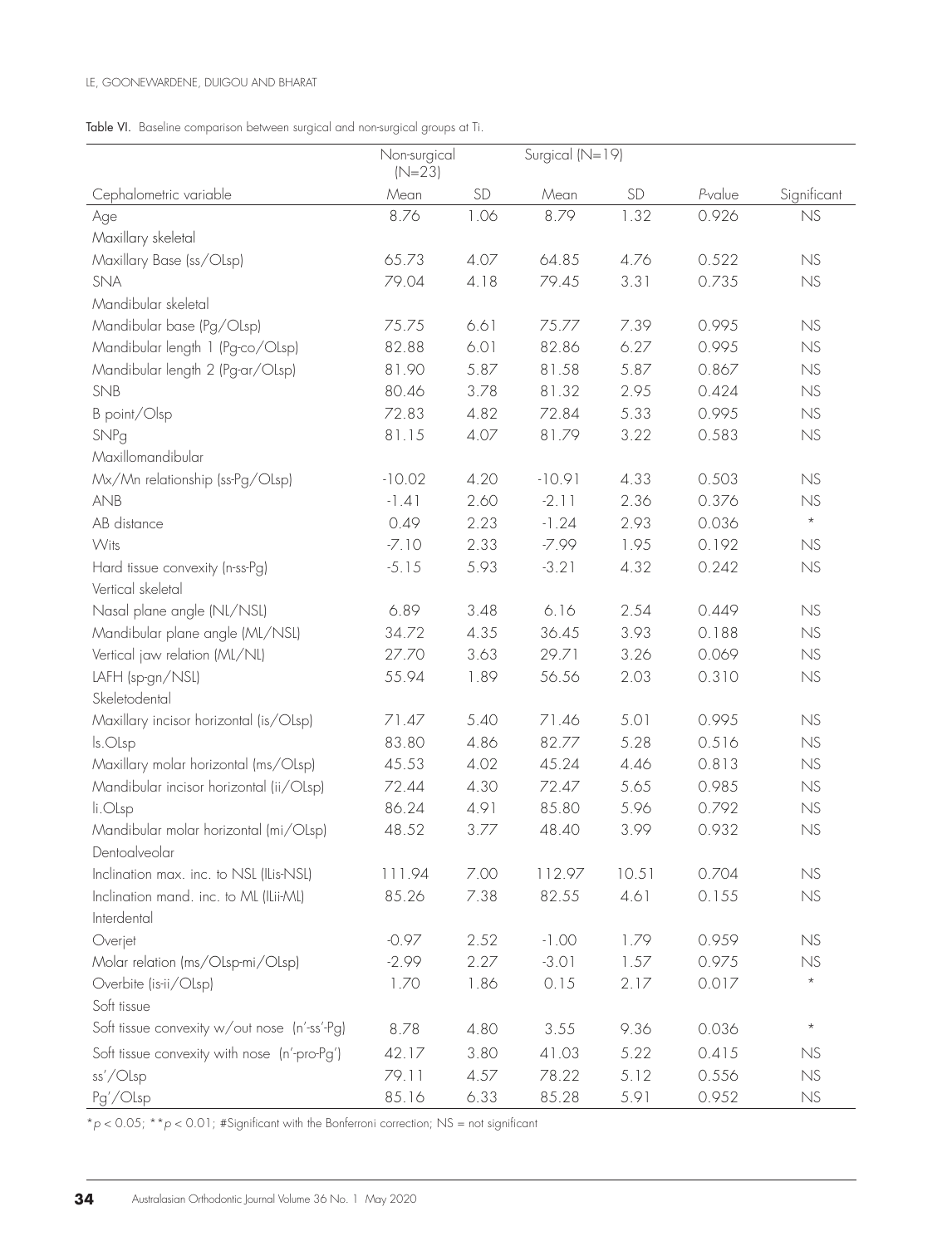Table VI. Baseline comparison between surgical and non-surgical groups at Ti.

| | Non-surgical (N=23) | | Surgical (N=19) | | | |
|---|---|---|---|---|---|---|
| Cephalometric variable | Mean | SD | Mean | SD | *P*-value | Significant |
| Age | 8.76 | 1.06 | 8.79 | 1.32 | 0.926 | NS |
| Maxillary skeletal | | | | | | |
| Maxillary Base (ss/OLsp) | 65.73 | 4.07 | 64.85 | 4.76 | 0.522 | NS |
| SNA | 79.04 | 4.18 | 79.45 | 3.31 | 0.735 | NS |
| Mandibular skeletal | | | | | | |
| Mandibular base (Pg/OLsp) | 75.75 | 6.61 | 75.77 | 7.39 | 0.995 | NS |
| Mandibular length 1 (Pg-co/OLsp) | 82.88 | 6.01 | 82.86 | 6.27 | 0.995 | NS |
| Mandibular length 2 (Pg-ar/OLsp) | 81.90 | 5.87 | 81.58 | 5.87 | 0.867 | NS |
| SNB | 80.46 | 3.78 | 81.32 | 2.95 | 0.424 | NS |
| B point/Olsp | 72.83 | 4.82 | 72.84 | 5.33 | 0.995 | NS |
| SNPg | 81.15 | 4.07 | 81.79 | 3.22 | 0.583 | NS |
| Maxillomandibular | | | | | | |
| Mx/Mn relationship (ss-Pg/OLsp) | -10.02 | 4.20 | -10.91 | 4.33 | 0.503 | NS |
| ANB | -1.41 | 2.60 | -2.11 | 2.36 | 0.376 | NS |
| AB distance | 0.49 | 2.23 | -1.24 | 2.93 | 0.036 | * |
| Wits | -7.10 | 2.33 | -7.99 | 1.95 | 0.192 | NS |
| Hard tissue convexity (n-ss-Pg) | -5.15 | 5.93 | -3.21 | 4.32 | 0.242 | NS |
| Vertical skeletal | | | | | | |
| Nasal plane angle (NL/NSL) | 6.89 | 3.48 | 6.16 | 2.54 | 0.449 | NS |
| Mandibular plane angle (ML/NSL) | 34.72 | 4.35 | 36.45 | 3.93 | 0.188 | NS |
| Vertical jaw relation (ML/NL) | 27.70 | 3.63 | 29.71 | 3.26 | 0.069 | NS |
| LAFH (sp-gn/NSL) | 55.94 | 1.89 | 56.56 | 2.03 | 0.310 | NS |
| Skeletodental | | | | | | |
| Maxillary incisor horizontal (is/OLsp) | 71.47 | 5.40 | 71.46 | 5.01 | 0.995 | NS |
| ls.OLsp | 83.80 | 4.86 | 82.77 | 5.28 | 0.516 | NS |
| Maxillary molar horizontal (ms/OLsp) | 45.53 | 4.02 | 45.24 | 4.46 | 0.813 | NS |
| Mandibular incisor horizontal (ii/OLsp) | 72.44 | 4.30 | 72.47 | 5.65 | 0.985 | NS |
| li.OLsp | 86.24 | 4.91 | 85.80 | 5.96 | 0.792 | NS |
| Mandibular molar horizontal (mi/OLsp) | 48.52 | 3.77 | 48.40 | 3.99 | 0.932 | NS |
| Dentoalveolar | | | | | | |
| Inclination max. inc. to NSL (ILis-NSL) | 111.94 | 7.00 | 112.97 | 10.51 | 0.704 | NS |
| Inclination mand. inc. to ML (ILii-ML) | 85.26 | 7.38 | 82.55 | 4.61 | 0.155 | NS |
| Interdental | | | | | | |
| Overjet | -0.97 | 2.52 | -1.00 | 1.79 | 0.959 | NS |
| Molar relation (ms/OLsp-mi/OLsp) | -2.99 | 2.27 | -3.01 | 1.57 | 0.975 | NS |
| Overbite (is-ii/OLsp) | 1.70 | 1.86 | 0.15 | 2.17 | 0.017 | * |
| Soft tissue | | | | | | |
| Soft tissue convexity w/out nose (n'-ss'-Pg) | 8.78 | 4.80 | 3.55 | 9.36 | 0.036 | * |
| Soft tissue convexity with nose (n'-pro-Pg') | 42.17 | 3.80 | 41.03 | 5.22 | 0.415 | NS |
| ss'/OLsp | 79.11 | 4.57 | 78.22 | 5.12 | 0.556 | NS |
| Pg'/OLsp | 85.16 | 6.33 | 85.28 | 5.91 | 0.952 | NS |

*$p < 0.05$; **$p < 0.01$; #Significant with the Bonferroni correction; NS = not significant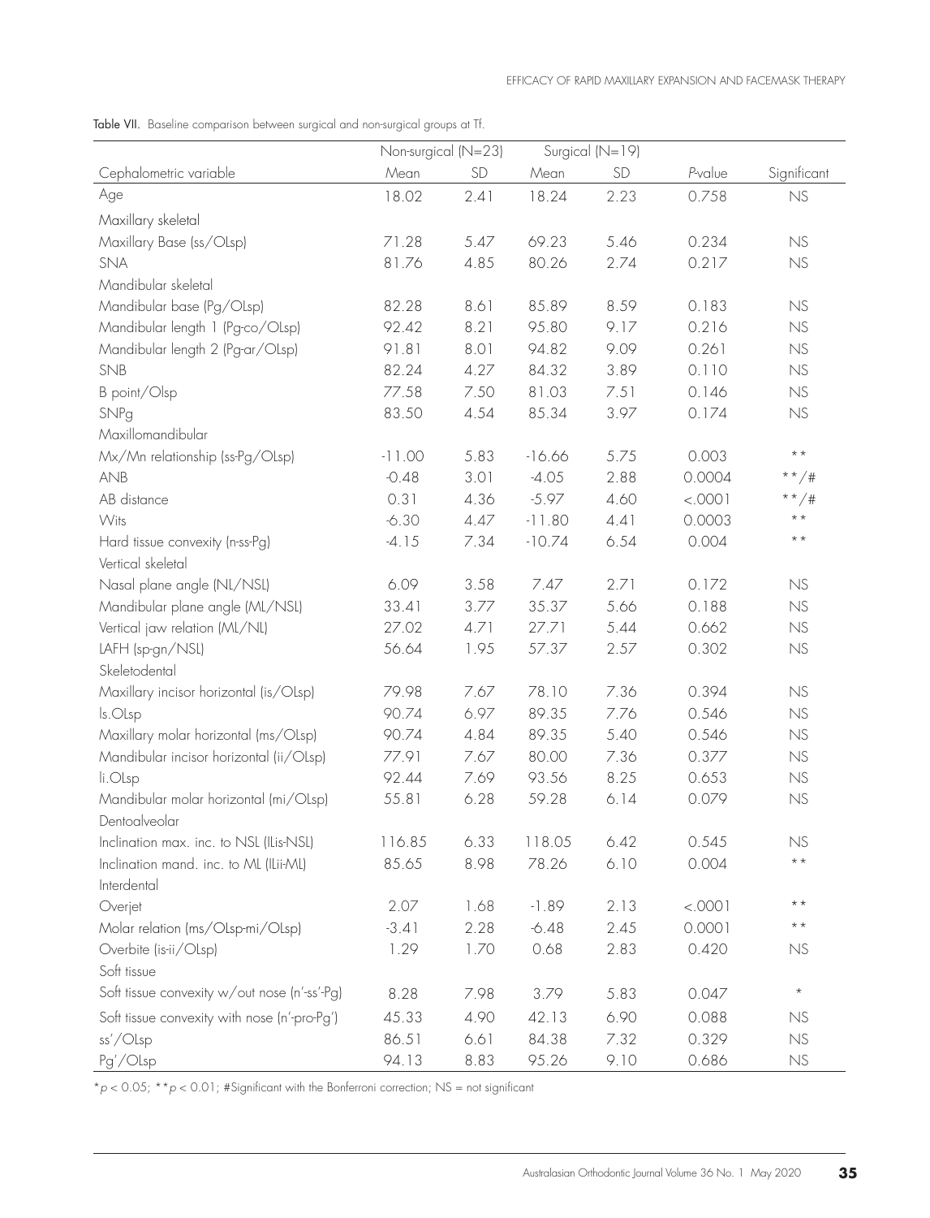Table VII. Baseline comparison between surgical and non-surgical groups at Tf.

| | Non-surgical (N=23) | | Surgical (N=19) | | | |
|---|---|---|---|---|---|---|
| Cephalometric variable | Mean | SD | Mean | SD | *P*-value | Significant |
| Age | 18.02 | 2.41 | 18.24 | 2.23 | 0.758 | NS |
| Maxillary skeletal | | | | | | |
| Maxillary Base (ss/OLsp) | 71.28 | 5.47 | 69.23 | 5.46 | 0.234 | NS |
| SNA | 81.76 | 4.85 | 80.26 | 2.74 | 0.217 | NS |
| Mandibular skeletal | | | | | | |
| Mandibular base (Pg/OLsp) | 82.28 | 8.61 | 85.89 | 8.59 | 0.183 | NS |
| Mandibular length 1 (Pg-co/OLsp) | 92.42 | 8.21 | 95.80 | 9.17 | 0.216 | NS |
| Mandibular length 2 (Pg-ar/OLsp) | 91.81 | 8.01 | 94.82 | 9.09 | 0.261 | NS |
| SNB | 82.24 | 4.27 | 84.32 | 3.89 | 0.110 | NS |
| B point/Olsp | 77.58 | 7.50 | 81.03 | 7.51 | 0.146 | NS |
| SNPg | 83.50 | 4.54 | 85.34 | 3.97 | 0.174 | NS |
| Maxillomandibular | | | | | | |
| Mx/Mn relationship (ss-Pg/OLsp) | -11.00 | 5.83 | -16.66 | 5.75 | 0.003 | ** |
| ANB | -0.48 | 3.01 | -4.05 | 2.88 | 0.0004 | **/# |
| AB distance | 0.31 | 4.36 | -5.97 | 4.60 | <.0001 | **/# |
| Wits | -6.30 | 4.47 | -11.80 | 4.41 | 0.0003 | ** |
| Hard tissue convexity (n-ss-Pg) | -4.15 | 7.34 | -10.74 | 6.54 | 0.004 | ** |
| Vertical skeletal | | | | | | |
| Nasal plane angle (NL/NSL) | 6.09 | 3.58 | 7.47 | 2.71 | 0.172 | NS |
| Mandibular plane angle (ML/NSL) | 33.41 | 3.77 | 35.37 | 5.66 | 0.188 | NS |
| Vertical jaw relation (ML/NL) | 27.02 | 4.71 | 27.71 | 5.44 | 0.662 | NS |
| LAFH (sp-gn/NSL) | 56.64 | 1.95 | 57.37 | 2.57 | 0.302 | NS |
| Skeletodental | | | | | | |
| Maxillary incisor horizontal (is/OLsp) | 79.98 | 7.67 | 78.10 | 7.36 | 0.394 | NS |
| Is.OLsp | 90.74 | 6.97 | 89.35 | 7.76 | 0.546 | NS |
| Maxillary molar horizontal (ms/OLsp) | 90.74 | 4.84 | 89.35 | 5.40 | 0.546 | NS |
| Mandibular incisor horizontal (ii/OLsp) | 77.91 | 7.67 | 80.00 | 7.36 | 0.377 | NS |
| li.OLsp | 92.44 | 7.69 | 93.56 | 8.25 | 0.653 | NS |
| Mandibular molar horizontal (mi/OLsp) | 55.81 | 6.28 | 59.28 | 6.14 | 0.079 | NS |
| Dentoalveolar | | | | | | |
| Inclination max. inc. to NSL (ILis-NSL) | 116.85 | 6.33 | 118.05 | 6.42 | 0.545 | NS |
| Inclination mand. inc. to ML (ILii-ML) | 85.65 | 8.98 | 78.26 | 6.10 | 0.004 | ** |
| Interdental | | | | | | |
| Overjet | 2.07 | 1.68 | -1.89 | 2.13 | <.0001 | ** |
| Molar relation (ms/OLsp-mi/OLsp) | -3.41 | 2.28 | -6.48 | 2.45 | 0.0001 | ** |
| Overbite (is-ii/OLsp) | 1.29 | 1.70 | 0.68 | 2.83 | 0.420 | NS |
| Soft tissue | | | | | | |
| Soft tissue convexity w/out nose (n'-ss'-Pg) | 8.28 | 7.98 | 3.79 | 5.83 | 0.047 | * |
| Soft tissue convexity with nose (n'-pro-Pg') | 45.33 | 4.90 | 42.13 | 6.90 | 0.088 | NS |
| ss'/OLsp | 86.51 | 6.61 | 84.38 | 7.32 | 0.329 | NS |
| Pg'/OLsp | 94.13 | 8.83 | 95.26 | 9.10 | 0.686 | NS |

*$p < 0.05$; **$p < 0.01$; #Significant with the Bonferroni correction; NS = not significant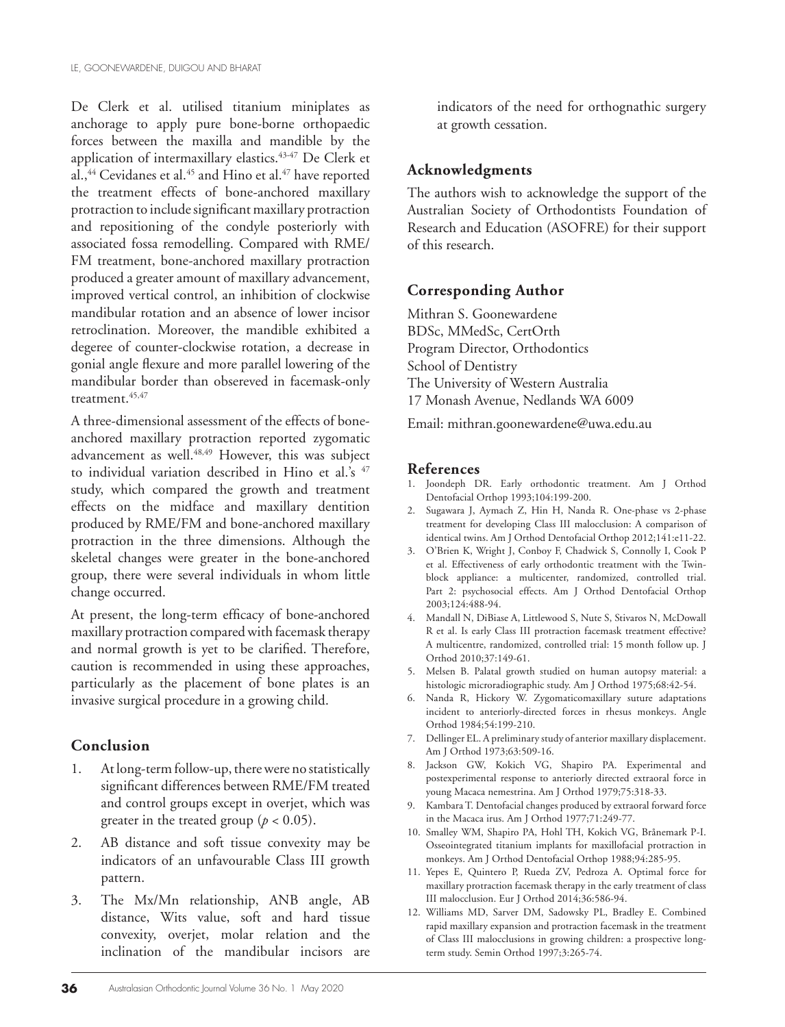De Clerk et al. utilised titanium miniplates as anchorage to apply pure bone-borne orthopaedic forces between the maxilla and mandible by the application of intermaxillary elastics.[43-47] De Clerk et al.,[44] Cevidanes et al.[45] and Hino et al.[47] have reported the treatment effects of bone-anchored maxillary protraction to include significant maxillary protraction and repositioning of the condyle posteriorly with associated fossa remodelling. Compared with RME/FM treatment, bone-anchored maxillary protraction produced a greater amount of maxillary advancement, improved vertical control, an inhibition of clockwise mandibular rotation and an absence of lower incisor retroclination. Moreover, the mandible exhibited a degeree of counter-clockwise rotation, a decrease in gonial angle flexure and more parallel lowering of the mandibular border than obsereved in facemask-only treatment.[45,47]

A three-dimensional assessment of the effects of bone-anchored maxillary protraction reported zygomatic advancement as well.[48,49] However, this was subject to individual variation described in Hino et al.'s [47] study, which compared the growth and treatment effects on the midface and maxillary dentition produced by RME/FM and bone-anchored maxillary protraction in the three dimensions. Although the skeletal changes were greater in the bone-anchored group, there were several individuals in whom little change occurred.

At present, the long-term efficacy of bone-anchored maxillary protraction compared with facemask therapy and normal growth is yet to be clarified. Therefore, caution is recommended in using these approaches, particularly as the placement of bone plates is an invasive surgical procedure in a growing child.

## Conclusion

1. At long-term follow-up, there were no statistically significant differences between RME/FM treated and control groups except in overjet, which was greater in the treated group ($p < 0.05$).
2. AB distance and soft tissue convexity may be indicators of an unfavourable Class III growth pattern.
3. The Mx/Mn relationship, ANB angle, AB distance, Wits value, soft and hard tissue convexity, overjet, molar relation and the inclination of the mandibular incisors are indicators of the need for orthognathic surgery at growth cessation.

## Acknowledgments

The authors wish to acknowledge the support of the Australian Society of Orthodontists Foundation of Research and Education (ASOFRE) for their support of this research.

## Corresponding Author

Mithran S. Goonewardene
BDSc, MMedSc, CertOrth
Program Director, Orthodontics
School of Dentistry
The University of Western Australia
17 Monash Avenue, Nedlands WA 6009

Email: mithran.goonewardene@uwa.edu.au

## References

1. Joondeph DR. Early orthodontic treatment. Am J Orthod Dentofacial Orthop 1993;104:199-200.
2. Sugawara J, Aymach Z, Hin H, Nanda R. One-phase vs 2-phase treatment for developing Class III malocclusion: A comparison of identical twins. Am J Orthod Dentofacial Orthop 2012;141:e11-22.
3. O'Brien K, Wright J, Conboy F, Chadwick S, Connolly I, Cook P et al. Effectiveness of early orthodontic treatment with the Twin-block appliance: a multicenter, randomized, controlled trial. Part 2: psychosocial effects. Am J Orthod Dentofacial Orthop 2003;124:488-94.
4. Mandall N, DiBiase A, Littlewood S, Nute S, Stivaros N, McDowall R et al. Is early Class III protraction facemask treatment effective? A multicentre, randomized, controlled trial: 15 month follow up. J Orthod 2010;37:149-61.
5. Melsen B. Palatal growth studied on human autopsy material: a histologic microradiographic study. Am J Orthod 1975;68:42-54.
6. Nanda R, Hickory W. Zygomaticomaxillary suture adaptations incident to anteriorly-directed forces in rhesus monkeys. Angle Orthod 1984;54:199-210.
7. Dellinger EL. A preliminary study of anterior maxillary displacement. Am J Orthod 1973;63:509-16.
8. Jackson GW, Kokich VG, Shapiro PA. Experimental and postexperimental response to anteriorly directed extraoral force in young Macaca nemestrina. Am J Orthod 1979;75:318-33.
9. Kambara T. Dentofacial changes produced by extraoral forward force in the Macaca irus. Am J Orthod 1977;71:249-77.
10. Smalley WM, Shapiro PA, Hohl TH, Kokich VG, Brånemark P-I. Osseointegrated titanium implants for maxillofacial protraction in monkeys. Am J Orthod Dentofacial Orthop 1988;94:285-95.
11. Yepes E, Quintero P, Rueda ZV, Pedroza A. Optimal force for maxillary protraction facemask therapy in the early treatment of class III malocclusion. Eur J Orthod 2014;36:586-94.
12. Williams MD, Sarver DM, Sadowsky PL, Bradley E. Combined rapid maxillary expansion and protraction facemask in the treatment of Class III malocclusions in growing children: a prospective long-term study. Semin Orthod 1997;3:265-74.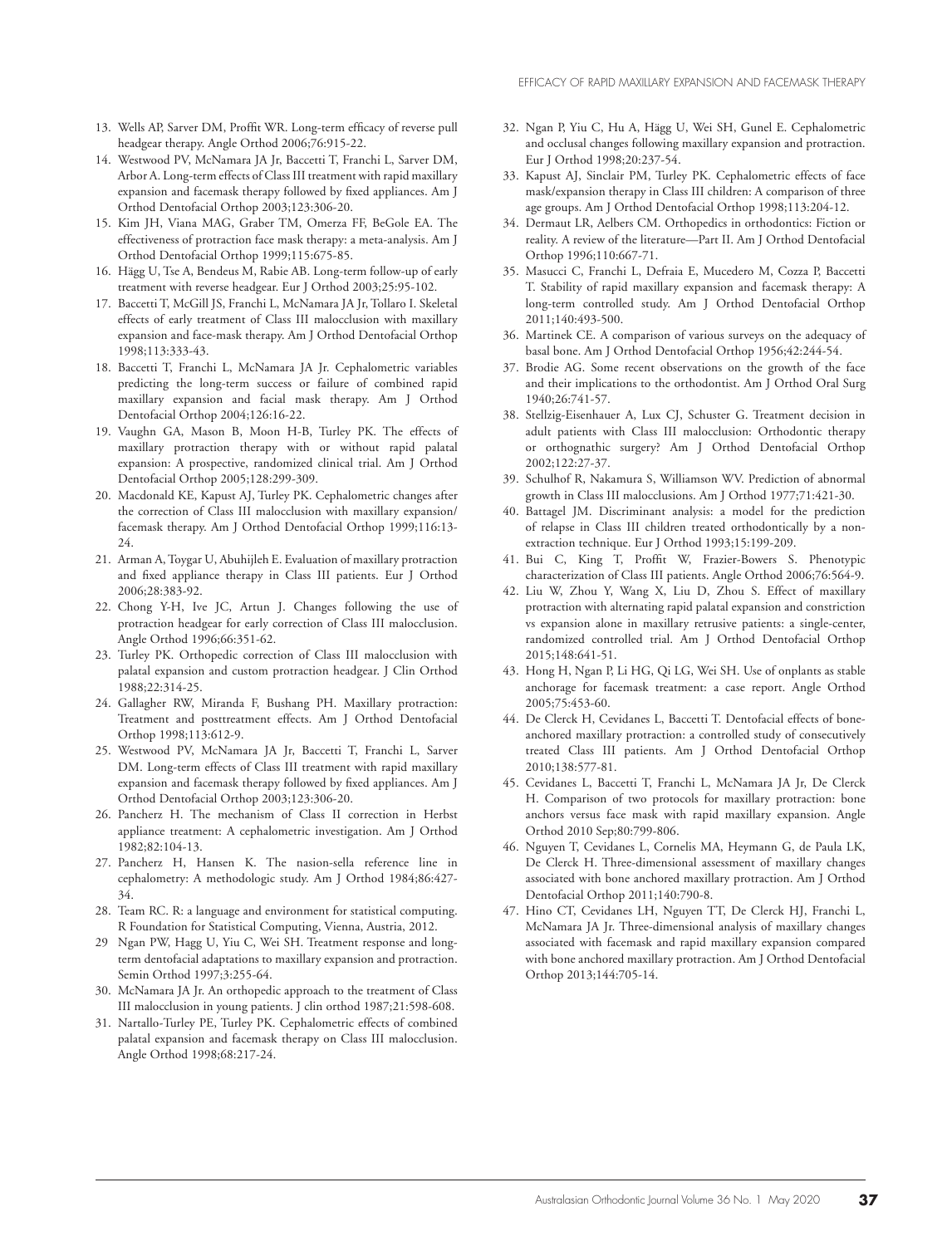13. Wells AP, Sarver DM, Proffit WR. Long-term efficacy of reverse pull headgear therapy. Angle Orthod 2006;76:915-22.
14. Westwood PV, McNamara JA Jr, Baccetti T, Franchi L, Sarver DM, Arbor A. Long-term effects of Class III treatment with rapid maxillary expansion and facemask therapy followed by fixed appliances. Am J Orthod Dentofacial Orthop 2003;123:306-20.
15. Kim JH, Viana MAG, Graber TM, Omerza FF, BeGole EA. The effectiveness of protraction face mask therapy: a meta-analysis. Am J Orthod Dentofacial Orthop 1999;115:675-85.
16. Hägg U, Tse A, Bendeus M, Rabie AB. Long-term follow-up of early treatment with reverse headgear. Eur J Orthod 2003;25:95-102.
17. Baccetti T, McGill JS, Franchi L, McNamara JA Jr, Tollaro I. Skeletal effects of early treatment of Class III malocclusion with maxillary expansion and face-mask therapy. Am J Orthod Dentofacial Orthop 1998;113:333-43.
18. Baccetti T, Franchi L, McNamara JA Jr. Cephalometric variables predicting the long-term success or failure of combined rapid maxillary expansion and facial mask therapy. Am J Orthod Dentofacial Orthop 2004;126:16-22.
19. Vaughn GA, Mason B, Moon H-B, Turley PK. The effects of maxillary protraction therapy with or without rapid palatal expansion: A prospective, randomized clinical trial. Am J Orthod Dentofacial Orthop 2005;128:299-309.
20. Macdonald KE, Kapust AJ, Turley PK. Cephalometric changes after the correction of Class III malocclusion with maxillary expansion/facemask therapy. Am J Orthod Dentofacial Orthop 1999;116:13-24.
21. Arman A, Toygar U, Abuhijleh E. Evaluation of maxillary protraction and fixed appliance therapy in Class III patients. Eur J Orthod 2006;28:383-92.
22. Chong Y-H, Ive JC, Artun J. Changes following the use of protraction headgear for early correction of Class III malocclusion. Angle Orthod 1996;66:351-62.
23. Turley PK. Orthopedic correction of Class III malocclusion with palatal expansion and custom protraction headgear. J Clin Orthod 1988;22:314-25.
24. Gallagher RW, Miranda F, Bushang PH. Maxillary protraction: Treatment and posttreatment effects. Am J Orthod Dentofacial Orthop 1998;113:612-9.
25. Westwood PV, McNamara JA Jr, Baccetti T, Franchi L, Sarver DM. Long-term effects of Class III treatment with rapid maxillary expansion and facemask therapy followed by fixed appliances. Am J Orthod Dentofacial Orthop 2003;123:306-20.
26. Pancherz H. The mechanism of Class II correction in Herbst appliance treatment: A cephalometric investigation. Am J Orthod 1982;82:104-13.
27. Pancherz H, Hansen K. The nasion-sella reference line in cephalometry: A methodologic study. Am J Orthod 1984;86:427-34.
28. Team RC. R: a language and environment for statistical computing. R Foundation for Statistical Computing, Vienna, Austria, 2012.
29 Ngan PW, Hagg U, Yiu C, Wei SH. Treatment response and long-term dentofacial adaptations to maxillary expansion and protraction. Semin Orthod 1997;3:255-64.
30. McNamara JA Jr. An orthopedic approach to the treatment of Class III malocclusion in young patients. J clin orthod 1987;21:598-608.
31. Nartallo-Turley PE, Turley PK. Cephalometric effects of combined palatal expansion and facemask therapy on Class III malocclusion. Angle Orthod 1998;68:217-24.
32. Ngan P, Yiu C, Hu A, Hägg U, Wei SH, Gunel E. Cephalometric and occlusal changes following maxillary expansion and protraction. Eur J Orthod 1998;20:237-54.
33. Kapust AJ, Sinclair PM, Turley PK. Cephalometric effects of face mask/expansion therapy in Class III children: A comparison of three age groups. Am J Orthod Dentofacial Orthop 1998;113:204-12.
34. Dermaut LR, Aelbers CM. Orthopedics in orthodontics: Fiction or reality. A review of the literature—Part II. Am J Orthod Dentofacial Orthop 1996;110:667-71.
35. Masucci C, Franchi L, Defraia E, Mucedero M, Cozza P, Baccetti T. Stability of rapid maxillary expansion and facemask therapy: A long-term controlled study. Am J Orthod Dentofacial Orthop 2011;140:493-500.
36. Martinek CE. A comparison of various surveys on the adequacy of basal bone. Am J Orthod Dentofacial Orthop 1956;42:244-54.
37. Brodie AG. Some recent observations on the growth of the face and their implications to the orthodontist. Am J Orthod Oral Surg 1940;26:741-57.
38. Stellzig-Eisenhauer A, Lux CJ, Schuster G. Treatment decision in adult patients with Class III malocclusion: Orthodontic therapy or orthognathic surgery? Am J Orthod Dentofacial Orthop 2002;122:27-37.
39. Schulhof R, Nakamura S, Williamson WV. Prediction of abnormal growth in Class III malocclusions. Am J Orthod 1977;71:421-30.
40. Battagel JM. Discriminant analysis: a model for the prediction of relapse in Class III children treated orthodontically by a non-extraction technique. Eur J Orthod 1993;15:199-209.
41. Bui C, King T, Proffit W, Frazier-Bowers S. Phenotypic characterization of Class III patients. Angle Orthod 2006;76:564-9.
42. Liu W, Zhou Y, Wang X, Liu D, Zhou S. Effect of maxillary protraction with alternating rapid palatal expansion and constriction vs expansion alone in maxillary retrusive patients: a single-center, randomized controlled trial. Am J Orthod Dentofacial Orthop 2015;148:641-51.
43. Hong H, Ngan P, Li HG, Qi LG, Wei SH. Use of onplants as stable anchorage for facemask treatment: a case report. Angle Orthod 2005;75:453-60.
44. De Clerck H, Cevidanes L, Baccetti T. Dentofacial effects of bone-anchored maxillary protraction: a controlled study of consecutively treated Class III patients. Am J Orthod Dentofacial Orthop 2010;138:577-81.
45. Cevidanes L, Baccetti T, Franchi L, McNamara JA Jr, De Clerck H. Comparison of two protocols for maxillary protraction: bone anchors versus face mask with rapid maxillary expansion. Angle Orthod 2010 Sep;80:799-806.
46. Nguyen T, Cevidanes L, Cornelis MA, Heymann G, de Paula LK, De Clerck H. Three-dimensional assessment of maxillary changes associated with bone anchored maxillary protraction. Am J Orthod Dentofacial Orthop 2011;140:790-8.
47. Hino CT, Cevidanes LH, Nguyen TT, De Clerck HJ, Franchi L, McNamara JA Jr. Three-dimensional analysis of maxillary changes associated with facemask and rapid maxillary expansion compared with bone anchored maxillary protraction. Am J Orthod Dentofacial Orthop 2013;144:705-14.